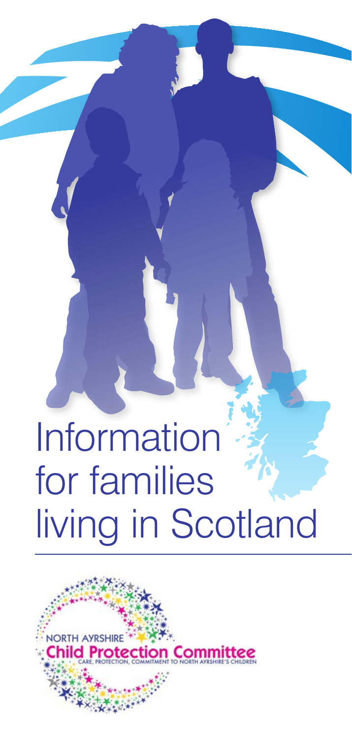# Information for families living in Scotland

NORTH AYRSHIRE

Child Protection Committee

CARE, PROTECTION, COMMITMENT TO NORTH AYRSHIRE'S CHILDREN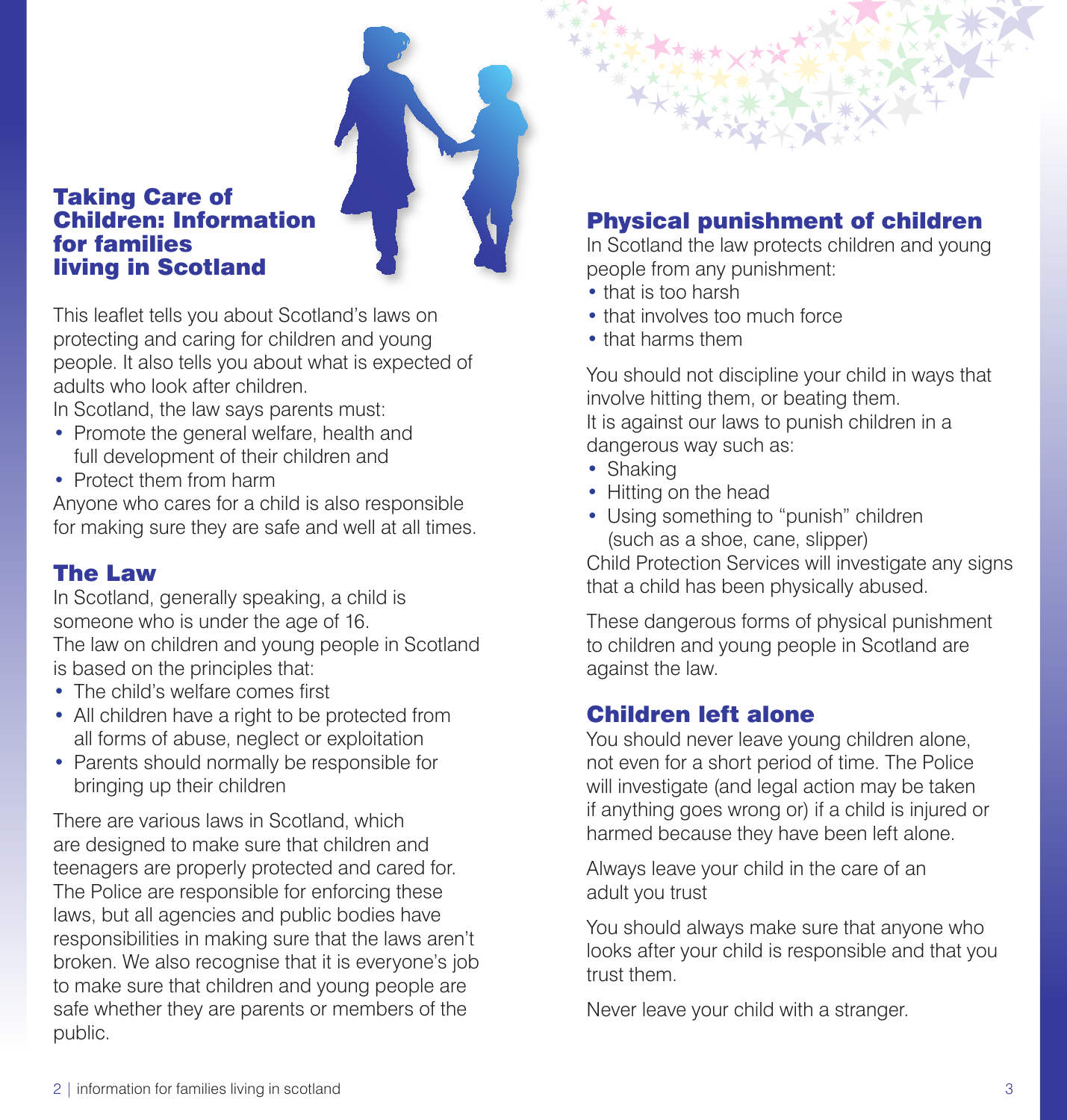# Taking Care of Children: Information for families living in Scotland

This leaflet tells you about Scotland's laws on protecting and caring for children and young people. It also tells you about what is expected of adults who look after children.

In Scotland, the law says parents must:

- Promote the general welfare, health and full development of their children and
- Protect them from harm

Anyone who cares for a child is also responsible for making sure they are safe and well at all times.

## The Law

In Scotland, generally speaking, a child is someone who is under the age of 16.

The law on children and young people in Scotland is based on the principles that:

- The child's welfare comes first
- All children have a right to be protected from all forms of abuse, neglect or exploitation
- Parents should normally be responsible for bringing up their children

There are various laws in Scotland, which are designed to make sure that children and teenagers are properly protected and cared for. The Police are responsible for enforcing these laws, but all agencies and public bodies have responsibilities in making sure that the laws aren't broken. We also recognise that it is everyone's job to make sure that children and young people are safe whether they are parents or members of the public.

## Physical punishment of children

In Scotland the law protects children and young people from any punishment:

- that is too harsh
- that involves too much force
- that harms them

You should not discipline your child in ways that involve hitting them, or beating them.

It is against our laws to punish children in a dangerous way such as:

- Shaking
- Hitting on the head
- Using something to "punish" children (such as a shoe, cane, slipper)

Child Protection Services will investigate any signs that a child has been physically abused.

These dangerous forms of physical punishment to children and young people in Scotland are against the law.

## Children left alone

You should never leave young children alone, not even for a short period of time. The Police will investigate (and legal action may be taken if anything goes wrong or) if a child is injured or harmed because they have been left alone.

Always leave your child in the care of an adult you trust

You should always make sure that anyone who looks after your child is responsible and that you trust them.

Never leave your child with a stranger.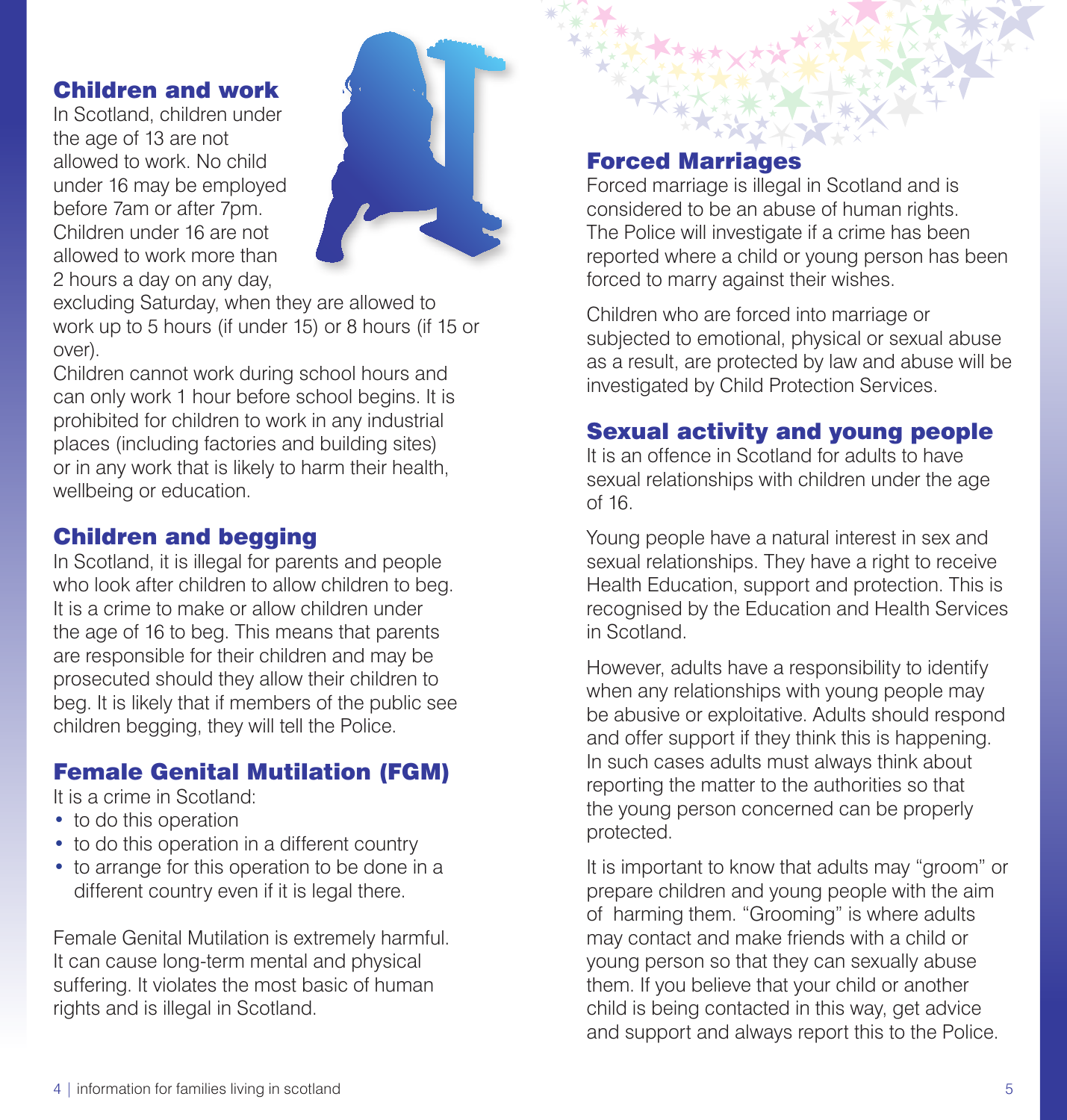## Children and work

In Scotland, children under the age of 13 are not allowed to work. No child under 16 may be employed before 7am or after 7pm. Children under 16 are not allowed to work more than 2 hours a day on any day, excluding Saturday, when they are allowed to work up to 5 hours (if under 15) or 8 hours (if 15 or over).

Children cannot work during school hours and can only work 1 hour before school begins. It is prohibited for children to work in any industrial places (including factories and building sites) or in any work that is likely to harm their health, wellbeing or education.

## Children and begging

In Scotland, it is illegal for parents and people who look after children to allow children to beg. It is a crime to make or allow children under the age of 16 to beg. This means that parents are responsible for their children and may be prosecuted should they allow their children to beg. It is likely that if members of the public see children begging, they will tell the Police.

## Female Genital Mutilation (FGM)

It is a crime in Scotland:

- to do this operation
- to do this operation in a different country
- to arrange for this operation to be done in a different country even if it is legal there.

Female Genital Mutilation is extremely harmful. It can cause long-term mental and physical suffering. It violates the most basic of human rights and is illegal in Scotland.

## Forced Marriages

Forced marriage is illegal in Scotland and is considered to be an abuse of human rights. The Police will investigate if a crime has been reported where a child or young person has been forced to marry against their wishes.

Children who are forced into marriage or subjected to emotional, physical or sexual abuse as a result, are protected by law and abuse will be investigated by Child Protection Services.

## Sexual activity and young people

It is an offence in Scotland for adults to have sexual relationships with children under the age of 16.

Young people have a natural interest in sex and sexual relationships. They have a right to receive Health Education, support and protection. This is recognised by the Education and Health Services in Scotland.

However, adults have a responsibility to identify when any relationships with young people may be abusive or exploitative. Adults should respond and offer support if they think this is happening. In such cases adults must always think about reporting the matter to the authorities so that the young person concerned can be properly protected.

It is important to know that adults may "groom" or prepare children and young people with the aim of harming them. "Grooming" is where adults may contact and make friends with a child or young person so that they can sexually abuse them. If you believe that your child or another child is being contacted in this way, get advice and support and always report this to the Police.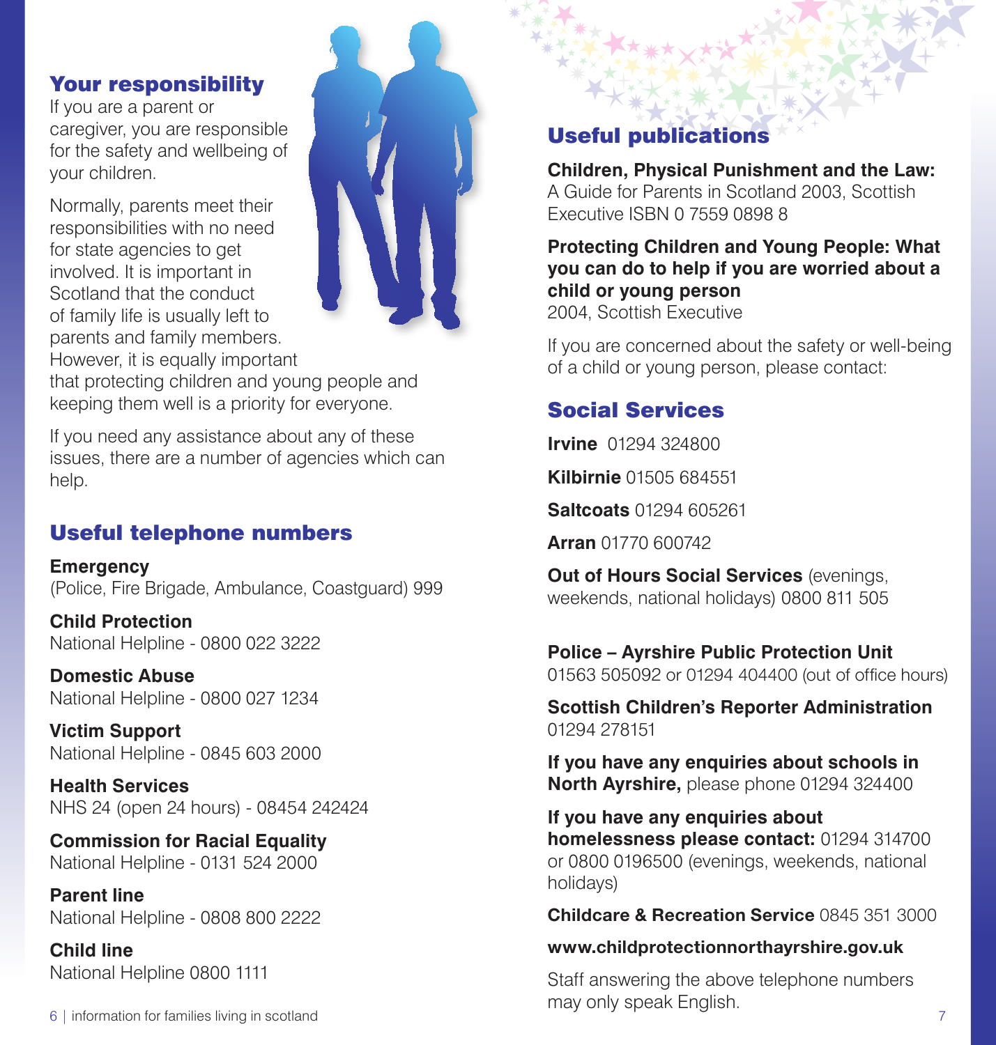## Your responsibility

If you are a parent or caregiver, you are responsible for the safety and wellbeing of your children.

Normally, parents meet their responsibilities with no need for state agencies to get involved. It is important in Scotland that the conduct of family life is usually left to parents and family members. However, it is equally important that protecting children and young people and keeping them well is a priority for everyone.

If you need any assistance about any of these issues, there are a number of agencies which can help.

## Useful telephone numbers

**Emergency**
(Police, Fire Brigade, Ambulance, Coastguard) 999

**Child Protection**
National Helpline - 0800 022 3222

**Domestic Abuse**
National Helpline - 0800 027 1234

**Victim Support**
National Helpline - 0845 603 2000

**Health Services**
NHS 24 (open 24 hours) - 08454 242424

**Commission for Racial Equality**
National Helpline - 0131 524 2000

**Parent line**
National Helpline - 0808 800 2222

**Child line**
National Helpline 0800 1111

## Useful publications

**Children, Physical Punishment and the Law:**
A Guide for Parents in Scotland 2003, Scottish Executive ISBN 0 7559 0898 8

**Protecting Children and Young People: What you can do to help if you are worried about a child or young person**
2004, Scottish Executive

If you are concerned about the safety or well-being of a child or young person, please contact:

## Social Services

**Irvine** 01294 324800

**Kilbirnie** 01505 684551

**Saltcoats** 01294 605261

**Arran** 01770 600742

**Out of Hours Social Services** (evenings, weekends, national holidays) 0800 811 505

**Police – Ayrshire Public Protection Unit**
01563 505092 or 01294 404400 (out of office hours)

**Scottish Children's Reporter Administration**
01294 278151

**If you have any enquiries about schools in North Ayrshire,** please phone 01294 324400

**If you have any enquiries about homelessness please contact:** 01294 314700 or 0800 0196500 (evenings, weekends, national holidays)

**Childcare & Recreation Service** 0845 351 3000

**www.childprotectionnorthayrshire.gov.uk**

Staff answering the above telephone numbers may only speak English.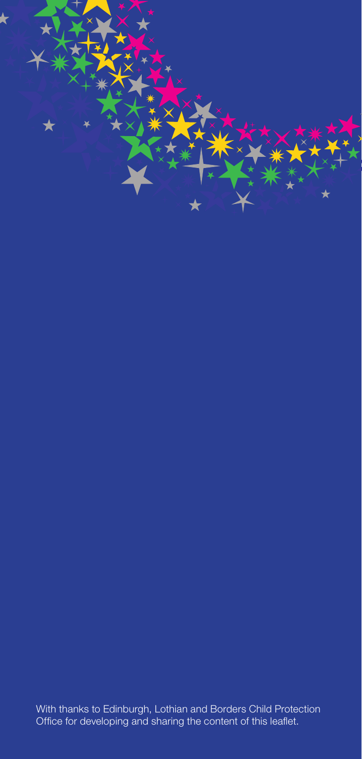With thanks to Edinburgh, Lothian and Borders Child Protection Office for developing and sharing the content of this leaflet.